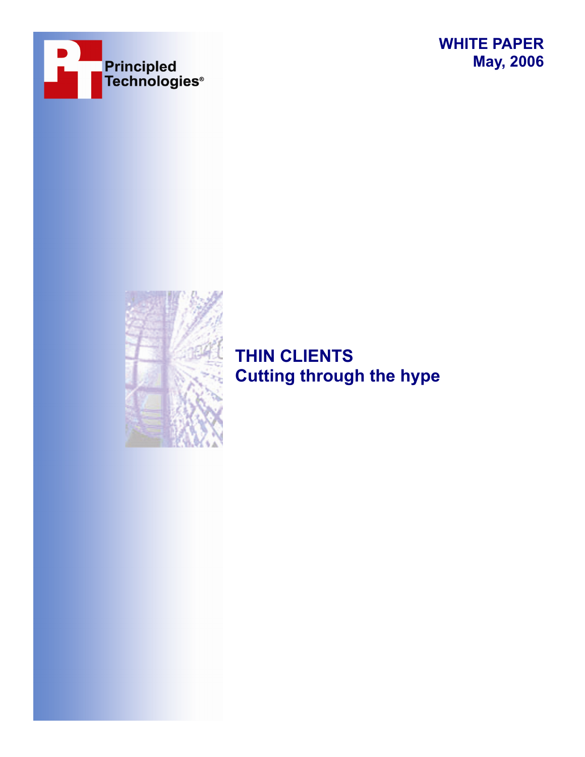Principled Technologies®

**WHITE PAPER**
**May, 2006**

# THIN CLIENTS
## Cutting through the hype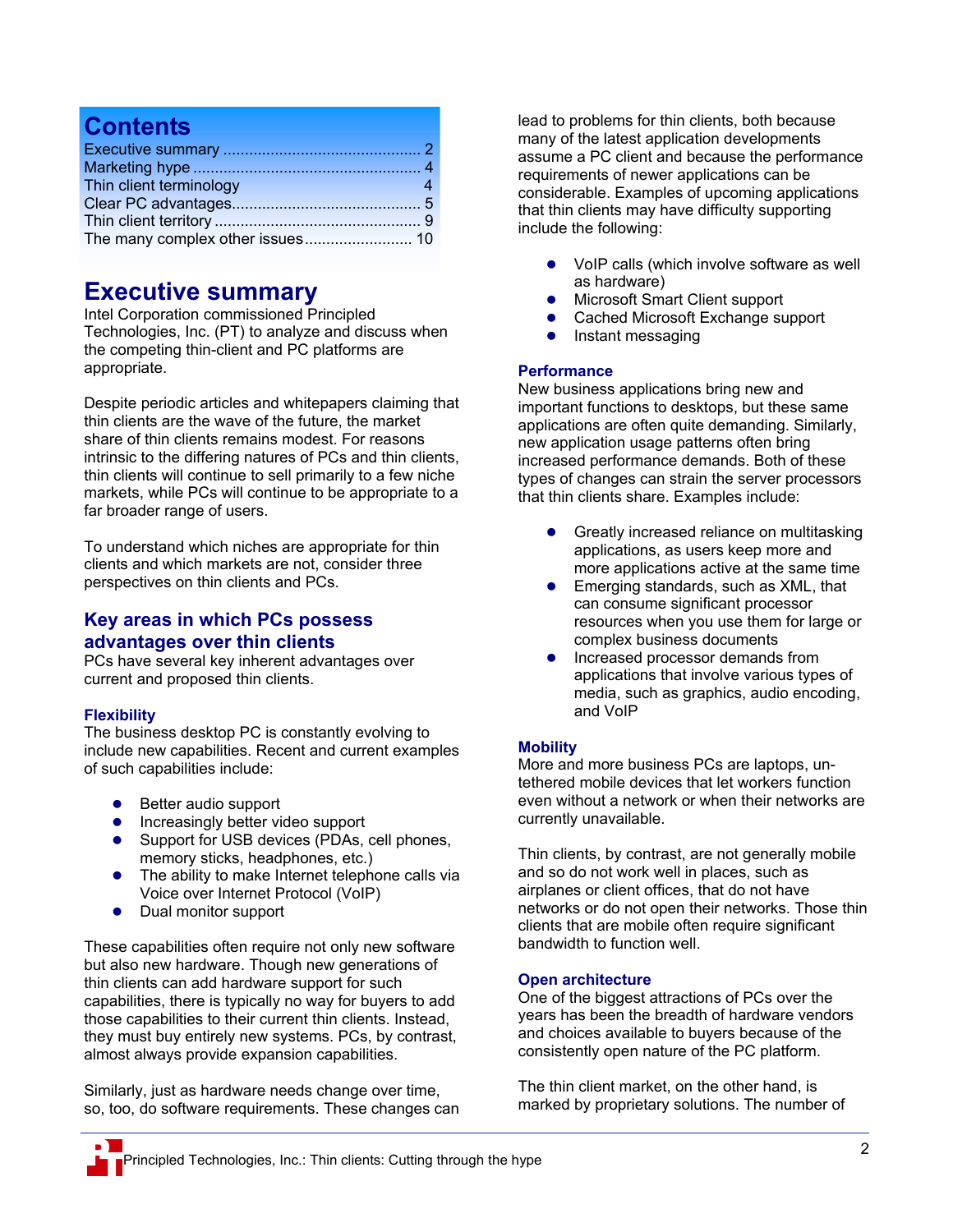# Contents

Executive summary ............................................. 2
Marketing hype .................................................... 4
Thin client terminology 4
Clear PC advantages............................................ 5
Thin client territory ............................................... 9
The many complex other issues......................... 10

# Executive summary

Intel Corporation commissioned Principled Technologies, Inc. (PT) to analyze and discuss when the competing thin-client and PC platforms are appropriate.

Despite periodic articles and whitepapers claiming that thin clients are the wave of the future, the market share of thin clients remains modest. For reasons intrinsic to the differing natures of PCs and thin clients, thin clients will continue to sell primarily to a few niche markets, while PCs will continue to be appropriate to a far broader range of users.

To understand which niches are appropriate for thin clients and which markets are not, consider three perspectives on thin clients and PCs.

## Key areas in which PCs possess advantages over thin clients

PCs have several key inherent advantages over current and proposed thin clients.

### Flexibility

The business desktop PC is constantly evolving to include new capabilities. Recent and current examples of such capabilities include:

- Better audio support
- Increasingly better video support
- Support for USB devices (PDAs, cell phones, memory sticks, headphones, etc.)
- The ability to make Internet telephone calls via Voice over Internet Protocol (VoIP)
- Dual monitor support

These capabilities often require not only new software but also new hardware. Though new generations of thin clients can add hardware support for such capabilities, there is typically no way for buyers to add those capabilities to their current thin clients. Instead, they must buy entirely new systems. PCs, by contrast, almost always provide expansion capabilities.

Similarly, just as hardware needs change over time, so, too, do software requirements. These changes can lead to problems for thin clients, both because many of the latest application developments assume a PC client and because the performance requirements of newer applications can be considerable. Examples of upcoming applications that thin clients may have difficulty supporting include the following:

- VoIP calls (which involve software as well as hardware)
- Microsoft Smart Client support
- Cached Microsoft Exchange support
- Instant messaging

### Performance

New business applications bring new and important functions to desktops, but these same applications are often quite demanding. Similarly, new application usage patterns often bring increased performance demands. Both of these types of changes can strain the server processors that thin clients share. Examples include:

- Greatly increased reliance on multitasking applications, as users keep more and more applications active at the same time
- Emerging standards, such as XML, that can consume significant processor resources when you use them for large or complex business documents
- Increased processor demands from applications that involve various types of media, such as graphics, audio encoding, and VoIP

### Mobility

More and more business PCs are laptops, un-tethered mobile devices that let workers function even without a network or when their networks are currently unavailable.

Thin clients, by contrast, are not generally mobile and so do not work well in places, such as airplanes or client offices, that do not have networks or do not open their networks. Those thin clients that are mobile often require significant bandwidth to function well.

### Open architecture

One of the biggest attractions of PCs over the years has been the breadth of hardware vendors and choices available to buyers because of the consistently open nature of the PC platform.

The thin client market, on the other hand, is marked by proprietary solutions. The number of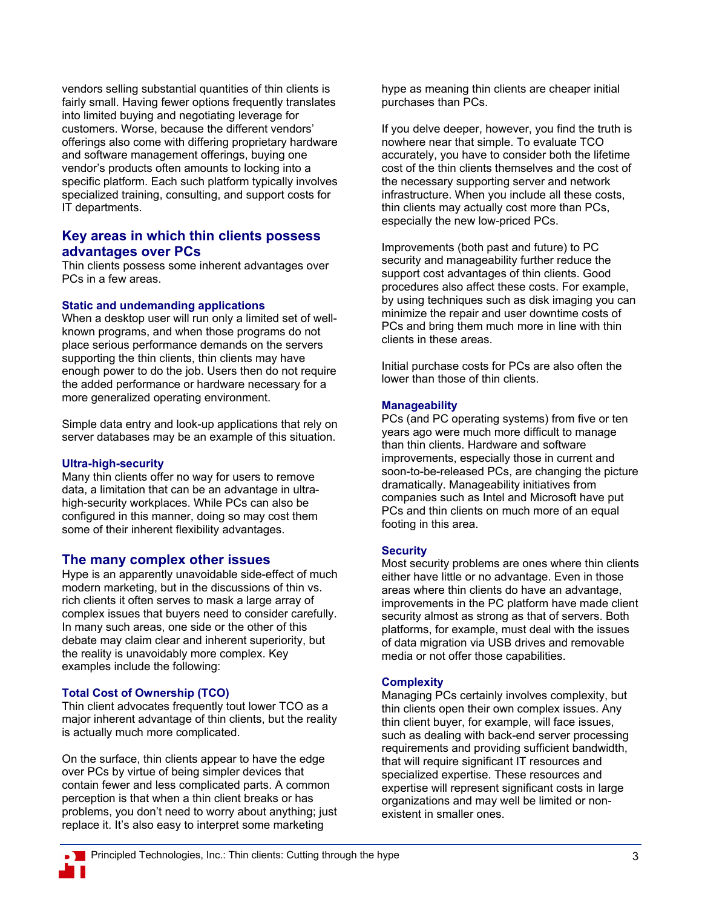vendors selling substantial quantities of thin clients is fairly small. Having fewer options frequently translates into limited buying and negotiating leverage for customers. Worse, because the different vendors' offerings also come with differing proprietary hardware and software management offerings, buying one vendor's products often amounts to locking into a specific platform. Each such platform typically involves specialized training, consulting, and support costs for IT departments.

## Key areas in which thin clients possess advantages over PCs

Thin clients possess some inherent advantages over PCs in a few areas.

### Static and undemanding applications

When a desktop user will run only a limited set of well-known programs, and when those programs do not place serious performance demands on the servers supporting the thin clients, thin clients may have enough power to do the job. Users then do not require the added performance or hardware necessary for a more generalized operating environment.

Simple data entry and look-up applications that rely on server databases may be an example of this situation.

### Ultra-high-security

Many thin clients offer no way for users to remove data, a limitation that can be an advantage in ultra-high-security workplaces. While PCs can also be configured in this manner, doing so may cost them some of their inherent flexibility advantages.

## The many complex other issues

Hype is an apparently unavoidable side-effect of much modern marketing, but in the discussions of thin vs. rich clients it often serves to mask a large array of complex issues that buyers need to consider carefully. In many such areas, one side or the other of this debate may claim clear and inherent superiority, but the reality is unavoidably more complex. Key examples include the following:

### Total Cost of Ownership (TCO)

Thin client advocates frequently tout lower TCO as a major inherent advantage of thin clients, but the reality is actually much more complicated.

On the surface, thin clients appear to have the edge over PCs by virtue of being simpler devices that contain fewer and less complicated parts. A common perception is that when a thin client breaks or has problems, you don't need to worry about anything; just replace it. It's also easy to interpret some marketing hype as meaning thin clients are cheaper initial purchases than PCs.

If you delve deeper, however, you find the truth is nowhere near that simple. To evaluate TCO accurately, you have to consider both the lifetime cost of the thin clients themselves and the cost of the necessary supporting server and network infrastructure. When you include all these costs, thin clients may actually cost more than PCs, especially the new low-priced PCs.

Improvements (both past and future) to PC security and manageability further reduce the support cost advantages of thin clients. Good procedures also affect these costs. For example, by using techniques such as disk imaging you can minimize the repair and user downtime costs of PCs and bring them much more in line with thin clients in these areas.

Initial purchase costs for PCs are also often the lower than those of thin clients.

### Manageability

PCs (and PC operating systems) from five or ten years ago were much more difficult to manage than thin clients. Hardware and software improvements, especially those in current and soon-to-be-released PCs, are changing the picture dramatically. Manageability initiatives from companies such as Intel and Microsoft have put PCs and thin clients on much more of an equal footing in this area.

### Security

Most security problems are ones where thin clients either have little or no advantage. Even in those areas where thin clients do have an advantage, improvements in the PC platform have made client security almost as strong as that of servers. Both platforms, for example, must deal with the issues of data migration via USB drives and removable media or not offer those capabilities.

### Complexity

Managing PCs certainly involves complexity, but thin clients open their own complex issues. Any thin client buyer, for example, will face issues, such as dealing with back-end server processing requirements and providing sufficient bandwidth, that will require significant IT resources and specialized expertise. These resources and expertise will represent significant costs in large organizations and may well be limited or non-existent in smaller ones.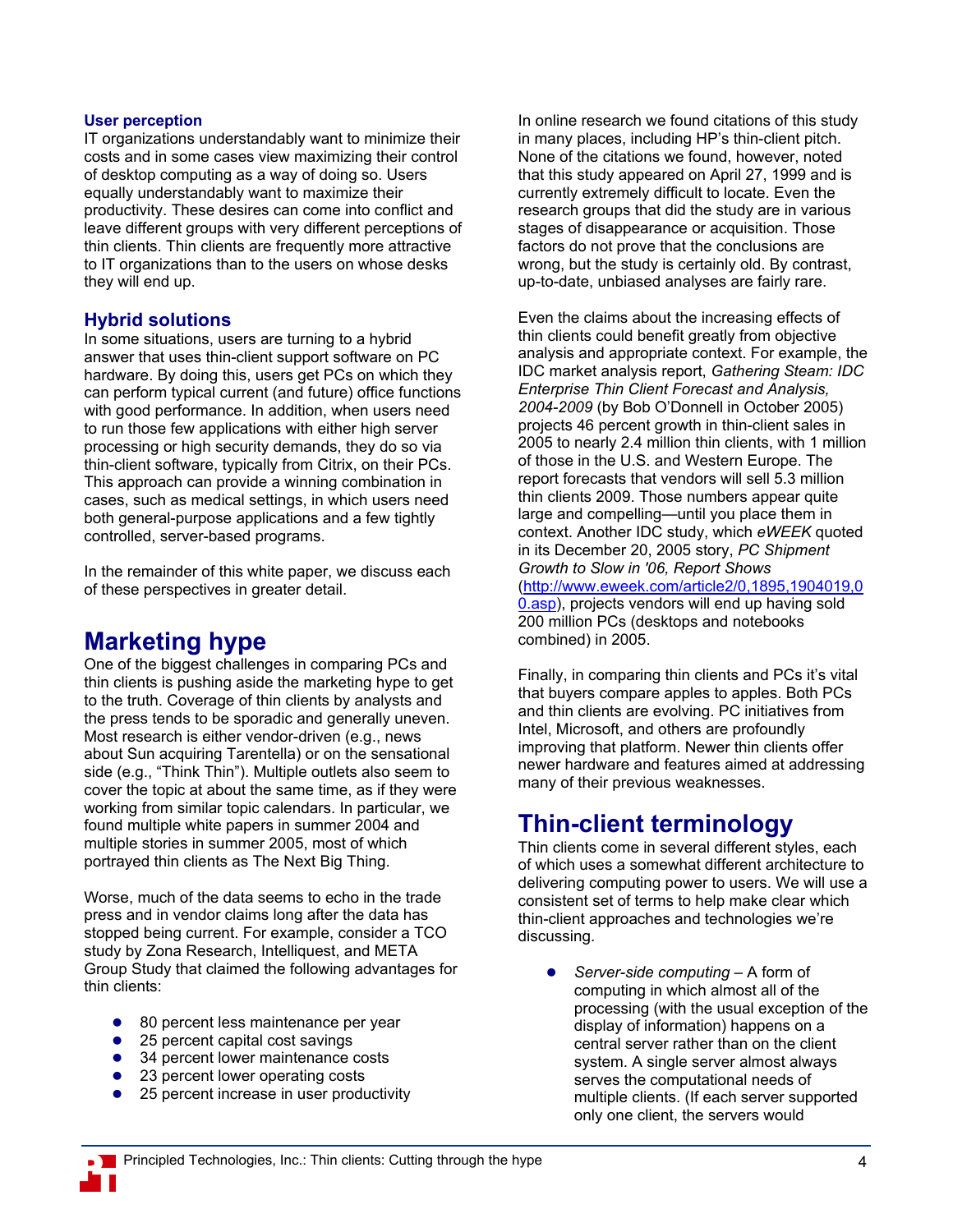### User perception

IT organizations understandably want to minimize their costs and in some cases view maximizing their control of desktop computing as a way of doing so. Users equally understandably want to maximize their productivity. These desires can come into conflict and leave different groups with very different perceptions of thin clients. Thin clients are frequently more attractive to IT organizations than to the users on whose desks they will end up.

### Hybrid solutions

In some situations, users are turning to a hybrid answer that uses thin-client support software on PC hardware. By doing this, users get PCs on which they can perform typical current (and future) office functions with good performance. In addition, when users need to run those few applications with either high server processing or high security demands, they do so via thin-client software, typically from Citrix, on their PCs. This approach can provide a winning combination in cases, such as medical settings, in which users need both general-purpose applications and a few tightly controlled, server-based programs.

In the remainder of this white paper, we discuss each of these perspectives in greater detail.

## Marketing hype

One of the biggest challenges in comparing PCs and thin clients is pushing aside the marketing hype to get to the truth. Coverage of thin clients by analysts and the press tends to be sporadic and generally uneven. Most research is either vendor-driven (e.g., news about Sun acquiring Tarentella) or on the sensational side (e.g., "Think Thin"). Multiple outlets also seem to cover the topic at about the same time, as if they were working from similar topic calendars. In particular, we found multiple white papers in summer 2004 and multiple stories in summer 2005, most of which portrayed thin clients as The Next Big Thing.

Worse, much of the data seems to echo in the trade press and in vendor claims long after the data has stopped being current. For example, consider a TCO study by Zona Research, Intelliquest, and META Group Study that claimed the following advantages for thin clients:

- 80 percent less maintenance per year
- 25 percent capital cost savings
- 34 percent lower maintenance costs
- 23 percent lower operating costs
- 25 percent increase in user productivity

In online research we found citations of this study in many places, including HP's thin-client pitch. None of the citations we found, however, noted that this study appeared on April 27, 1999 and is currently extremely difficult to locate. Even the research groups that did the study are in various stages of disappearance or acquisition. Those factors do not prove that the conclusions are wrong, but the study is certainly old. By contrast, up-to-date, unbiased analyses are fairly rare.

Even the claims about the increasing effects of thin clients could benefit greatly from objective analysis and appropriate context. For example, the IDC market analysis report, *Gathering Steam: IDC Enterprise Thin Client Forecast and Analysis, 2004-2009* (by Bob O'Donnell in October 2005) projects 46 percent growth in thin-client sales in 2005 to nearly 2.4 million thin clients, with 1 million of those in the U.S. and Western Europe. The report forecasts that vendors will sell 5.3 million thin clients 2009. Those numbers appear quite large and compelling—until you place them in context. Another IDC study, which *eWEEK* quoted in its December 20, 2005 story, *PC Shipment Growth to Slow in '06, Report Shows* (http://www.eweek.com/article2/0,1895,1904019,00.asp), projects vendors will end up having sold 200 million PCs (desktops and notebooks combined) in 2005.

Finally, in comparing thin clients and PCs it's vital that buyers compare apples to apples. Both PCs and thin clients are evolving. PC initiatives from Intel, Microsoft, and others are profoundly improving that platform. Newer thin clients offer newer hardware and features aimed at addressing many of their previous weaknesses.

## Thin-client terminology

Thin clients come in several different styles, each of which uses a somewhat different architecture to delivering computing power to users. We will use a consistent set of terms to help make clear which thin-client approaches and technologies we're discussing.

- *Server-side computing* – A form of computing in which almost all of the processing (with the usual exception of the display of information) happens on a central server rather than on the client system. A single server almost always serves the computational needs of multiple clients. (If each server supported only one client, the servers would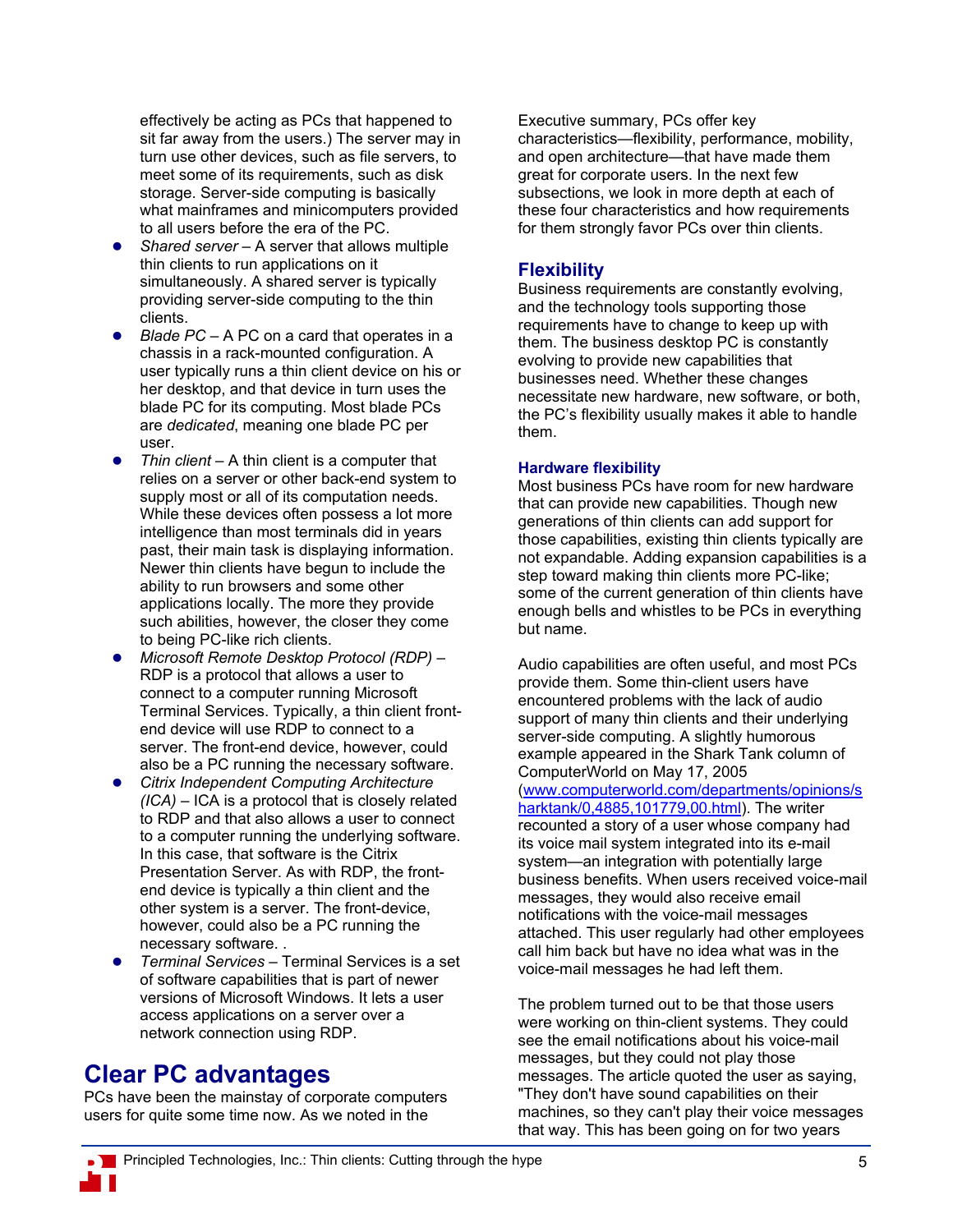effectively be acting as PCs that happened to sit far away from the users.) The server may in turn use other devices, such as file servers, to meet some of its requirements, such as disk storage. Server-side computing is basically what mainframes and minicomputers provided to all users before the era of the PC.

- *Shared server* – A server that allows multiple thin clients to run applications on it simultaneously. A shared server is typically providing server-side computing to the thin clients.
- *Blade PC* – A PC on a card that operates in a chassis in a rack-mounted configuration. A user typically runs a thin client device on his or her desktop, and that device in turn uses the blade PC for its computing. Most blade PCs are *dedicated*, meaning one blade PC per user.
- *Thin client* – A thin client is a computer that relies on a server or other back-end system to supply most or all of its computation needs. While these devices often possess a lot more intelligence than most terminals did in years past, their main task is displaying information. Newer thin clients have begun to include the ability to run browsers and some other applications locally. The more they provide such abilities, however, the closer they come to being PC-like rich clients.
- *Microsoft Remote Desktop Protocol (RDP)* – RDP is a protocol that allows a user to connect to a computer running Microsoft Terminal Services. Typically, a thin client front-end device will use RDP to connect to a server. The front-end device, however, could also be a PC running the necessary software.
- *Citrix Independent Computing Architecture (ICA)* – ICA is a protocol that is closely related to RDP and that also allows a user to connect to a computer running the underlying software. In this case, that software is the Citrix Presentation Server. As with RDP, the front-end device is typically a thin client and the other system is a server. The front-device, however, could also be a PC running the necessary software. .
- *Terminal Services* – Terminal Services is a set of software capabilities that is part of newer versions of Microsoft Windows. It lets a user access applications on a server over a network connection using RDP.

# Clear PC advantages

PCs have been the mainstay of corporate computers users for quite some time now. As we noted in the Executive summary, PCs offer key characteristics—flexibility, performance, mobility, and open architecture—that have made them great for corporate users. In the next few subsections, we look in more depth at each of these four characteristics and how requirements for them strongly favor PCs over thin clients.

## Flexibility

Business requirements are constantly evolving, and the technology tools supporting those requirements have to change to keep up with them. The business desktop PC is constantly evolving to provide new capabilities that businesses need. Whether these changes necessitate new hardware, new software, or both, the PC's flexibility usually makes it able to handle them.

### Hardware flexibility

Most business PCs have room for new hardware that can provide new capabilities. Though new generations of thin clients can add support for those capabilities, existing thin clients typically are not expandable. Adding expansion capabilities is a step toward making thin clients more PC-like; some of the current generation of thin clients have enough bells and whistles to be PCs in everything but name.

Audio capabilities are often useful, and most PCs provide them. Some thin-client users have encountered problems with the lack of audio support of many thin clients and their underlying server-side computing. A slightly humorous example appeared in the Shark Tank column of ComputerWorld on May 17, 2005 (www.computerworld.com/departments/opinions/sharktank/0,4885,101779,00.html). The writer recounted a story of a user whose company had its voice mail system integrated into its e-mail system—an integration with potentially large business benefits. When users received voice-mail messages, they would also receive email notifications with the voice-mail messages attached. This user regularly had other employees call him back but have no idea what was in the voice-mail messages he had left them.

The problem turned out to be that those users were working on thin-client systems. They could see the email notifications about his voice-mail messages, but they could not play those messages. The article quoted the user as saying, "They don't have sound capabilities on their machines, so they can't play their voice messages that way. This has been going on for two years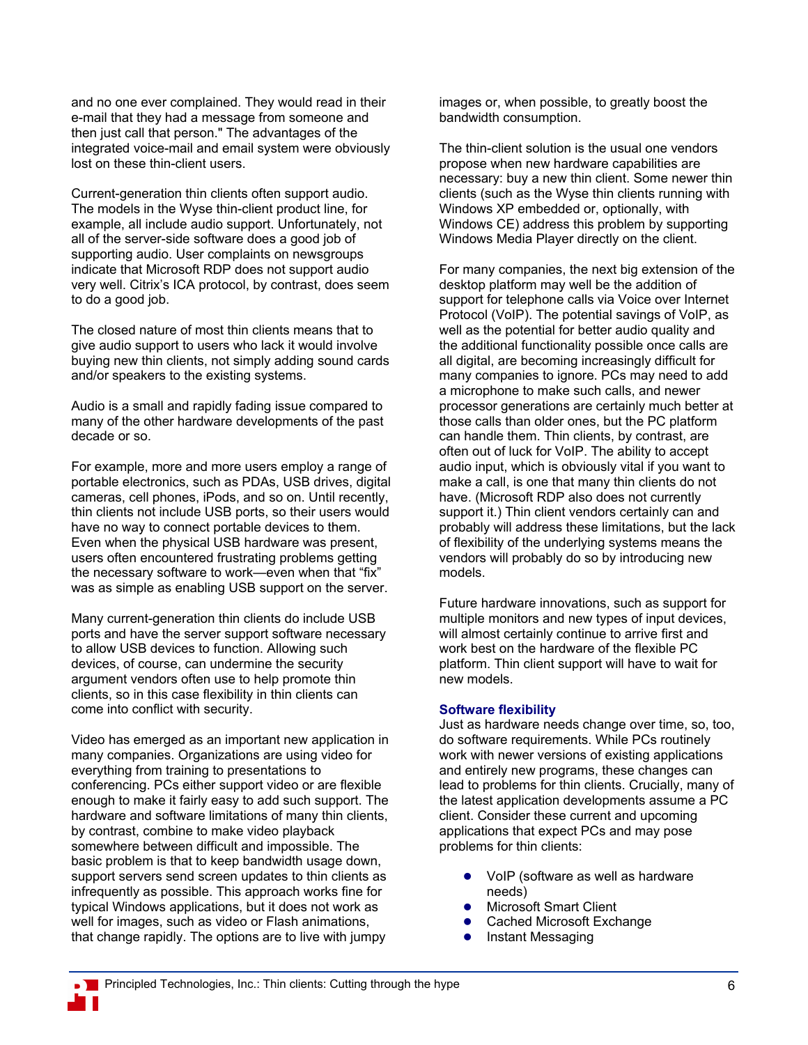and no one ever complained. They would read in their e-mail that they had a message from someone and then just call that person." The advantages of the integrated voice-mail and email system were obviously lost on these thin-client users.

Current-generation thin clients often support audio. The models in the Wyse thin-client product line, for example, all include audio support. Unfortunately, not all of the server-side software does a good job of supporting audio. User complaints on newsgroups indicate that Microsoft RDP does not support audio very well. Citrix's ICA protocol, by contrast, does seem to do a good job.

The closed nature of most thin clients means that to give audio support to users who lack it would involve buying new thin clients, not simply adding sound cards and/or speakers to the existing systems.

Audio is a small and rapidly fading issue compared to many of the other hardware developments of the past decade or so.

For example, more and more users employ a range of portable electronics, such as PDAs, USB drives, digital cameras, cell phones, iPods, and so on. Until recently, thin clients not include USB ports, so their users would have no way to connect portable devices to them. Even when the physical USB hardware was present, users often encountered frustrating problems getting the necessary software to work—even when that "fix" was as simple as enabling USB support on the server.

Many current-generation thin clients do include USB ports and have the server support software necessary to allow USB devices to function. Allowing such devices, of course, can undermine the security argument vendors often use to help promote thin clients, so in this case flexibility in thin clients can come into conflict with security.

Video has emerged as an important new application in many companies. Organizations are using video for everything from training to presentations to conferencing. PCs either support video or are flexible enough to make it fairly easy to add such support. The hardware and software limitations of many thin clients, by contrast, combine to make video playback somewhere between difficult and impossible. The basic problem is that to keep bandwidth usage down, support servers send screen updates to thin clients as infrequently as possible. This approach works fine for typical Windows applications, but it does not work as well for images, such as video or Flash animations, that change rapidly. The options are to live with jumpy images or, when possible, to greatly boost the bandwidth consumption.

The thin-client solution is the usual one vendors propose when new hardware capabilities are necessary: buy a new thin client. Some newer thin clients (such as the Wyse thin clients running with Windows XP embedded or, optionally, with Windows CE) address this problem by supporting Windows Media Player directly on the client.

For many companies, the next big extension of the desktop platform may well be the addition of support for telephone calls via Voice over Internet Protocol (VoIP). The potential savings of VoIP, as well as the potential for better audio quality and the additional functionality possible once calls are all digital, are becoming increasingly difficult for many companies to ignore. PCs may need to add a microphone to make such calls, and newer processor generations are certainly much better at those calls than older ones, but the PC platform can handle them. Thin clients, by contrast, are often out of luck for VoIP. The ability to accept audio input, which is obviously vital if you want to make a call, is one that many thin clients do not have. (Microsoft RDP also does not currently support it.) Thin client vendors certainly can and probably will address these limitations, but the lack of flexibility of the underlying systems means the vendors will probably do so by introducing new models.

Future hardware innovations, such as support for multiple monitors and new types of input devices, will almost certainly continue to arrive first and work best on the hardware of the flexible PC platform. Thin client support will have to wait for new models.

### Software flexibility

Just as hardware needs change over time, so, too, do software requirements. While PCs routinely work with newer versions of existing applications and entirely new programs, these changes can lead to problems for thin clients. Crucially, many of the latest application developments assume a PC client. Consider these current and upcoming applications that expect PCs and may pose problems for thin clients:

- VoIP (software as well as hardware needs)
- Microsoft Smart Client
- Cached Microsoft Exchange
- Instant Messaging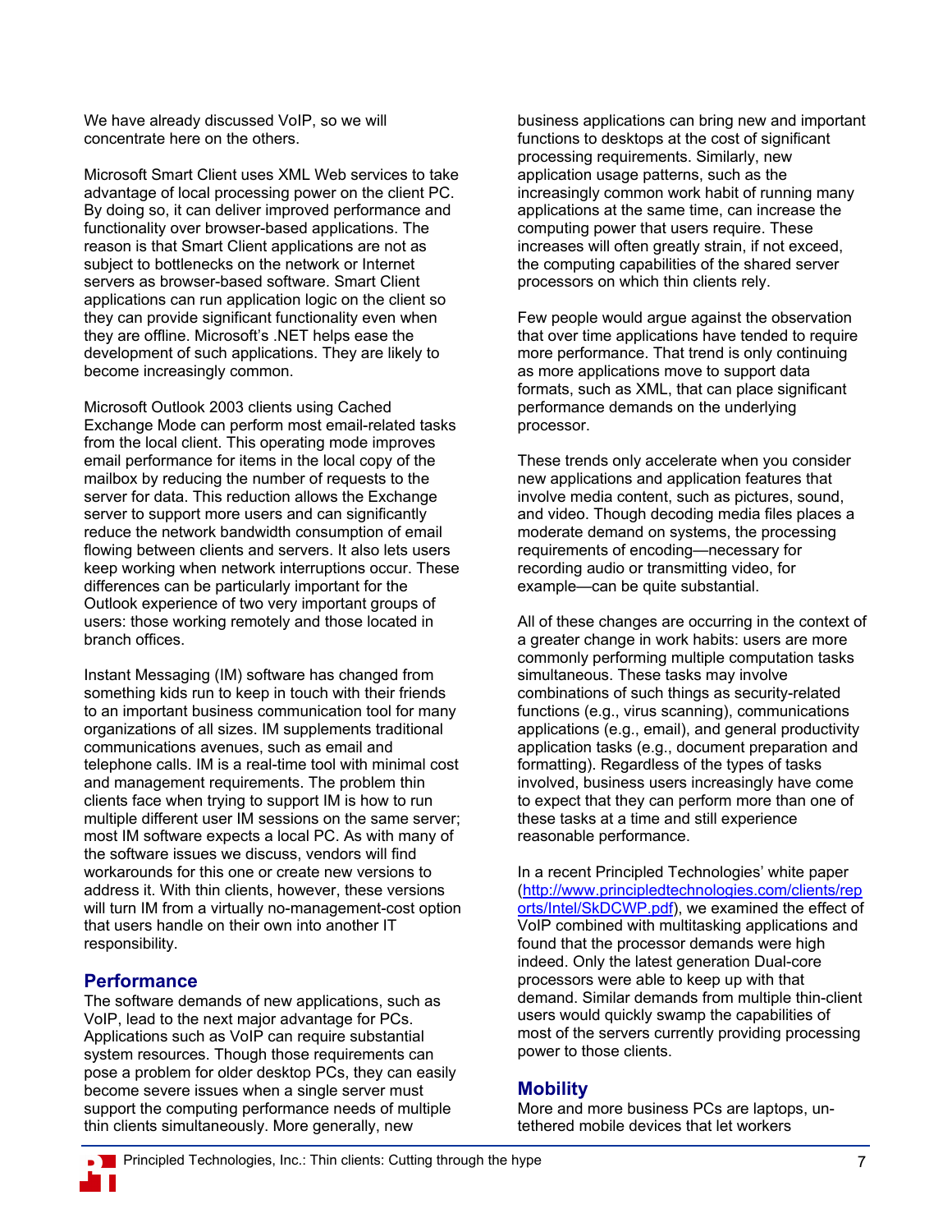We have already discussed VoIP, so we will concentrate here on the others.

Microsoft Smart Client uses XML Web services to take advantage of local processing power on the client PC. By doing so, it can deliver improved performance and functionality over browser-based applications. The reason is that Smart Client applications are not as subject to bottlenecks on the network or Internet servers as browser-based software. Smart Client applications can run application logic on the client so they can provide significant functionality even when they are offline. Microsoft's .NET helps ease the development of such applications. They are likely to become increasingly common.

Microsoft Outlook 2003 clients using Cached Exchange Mode can perform most email-related tasks from the local client. This operating mode improves email performance for items in the local copy of the mailbox by reducing the number of requests to the server for data. This reduction allows the Exchange server to support more users and can significantly reduce the network bandwidth consumption of email flowing between clients and servers. It also lets users keep working when network interruptions occur. These differences can be particularly important for the Outlook experience of two very important groups of users: those working remotely and those located in branch offices.

Instant Messaging (IM) software has changed from something kids run to keep in touch with their friends to an important business communication tool for many organizations of all sizes. IM supplements traditional communications avenues, such as email and telephone calls. IM is a real-time tool with minimal cost and management requirements. The problem thin clients face when trying to support IM is how to run multiple different user IM sessions on the same server; most IM software expects a local PC. As with many of the software issues we discuss, vendors will find workarounds for this one or create new versions to address it. With thin clients, however, these versions will turn IM from a virtually no-management-cost option that users handle on their own into another IT responsibility.

## Performance

The software demands of new applications, such as VoIP, lead to the next major advantage for PCs. Applications such as VoIP can require substantial system resources. Though those requirements can pose a problem for older desktop PCs, they can easily become severe issues when a single server must support the computing performance needs of multiple thin clients simultaneously. More generally, new business applications can bring new and important functions to desktops at the cost of significant processing requirements. Similarly, new application usage patterns, such as the increasingly common work habit of running many applications at the same time, can increase the computing power that users require. These increases will often greatly strain, if not exceed, the computing capabilities of the shared server processors on which thin clients rely.

Few people would argue against the observation that over time applications have tended to require more performance. That trend is only continuing as more applications move to support data formats, such as XML, that can place significant performance demands on the underlying processor.

These trends only accelerate when you consider new applications and application features that involve media content, such as pictures, sound, and video. Though decoding media files places a moderate demand on systems, the processing requirements of encoding—necessary for recording audio or transmitting video, for example—can be quite substantial.

All of these changes are occurring in the context of a greater change in work habits: users are more commonly performing multiple computation tasks simultaneous. These tasks may involve combinations of such things as security-related functions (e.g., virus scanning), communications applications (e.g., email), and general productivity application tasks (e.g., document preparation and formatting). Regardless of the types of tasks involved, business users increasingly have come to expect that they can perform more than one of these tasks at a time and still experience reasonable performance.

In a recent Principled Technologies' white paper (http://www.principledtechnologies.com/clients/reports/Intel/SkDCWP.pdf), we examined the effect of VoIP combined with multitasking applications and found that the processor demands were high indeed. Only the latest generation Dual-core processors were able to keep up with that demand. Similar demands from multiple thin-client users would quickly swamp the capabilities of most of the servers currently providing processing power to those clients.

## Mobility

More and more business PCs are laptops, un-tethered mobile devices that let workers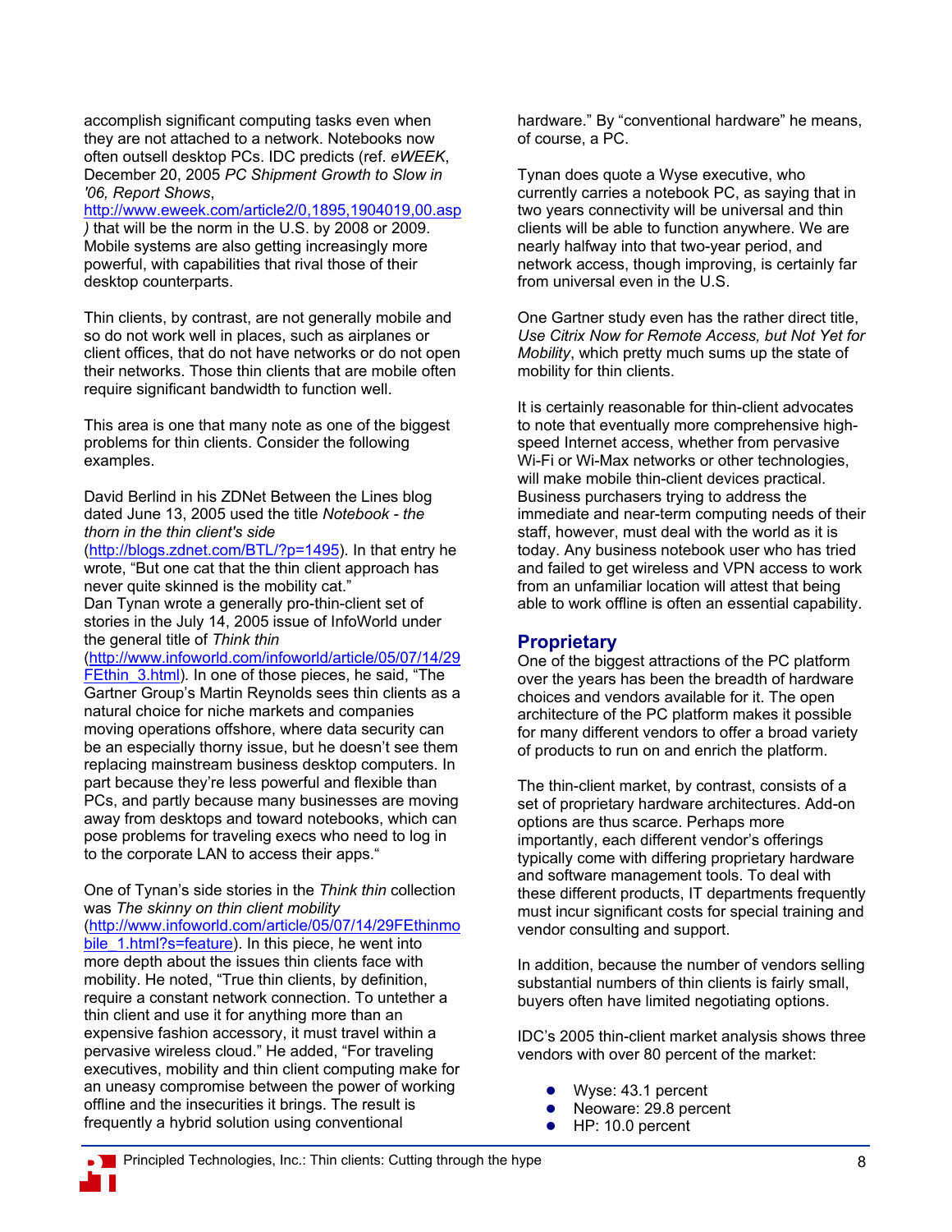accomplish significant computing tasks even when they are not attached to a network. Notebooks now often outsell desktop PCs. IDC predicts (ref. *eWEEK*, December 20, 2005 *PC Shipment Growth to Slow in '06, Report Shows*, http://www.eweek.com/article2/0,1895,1904019,00.asp*)* that will be the norm in the U.S. by 2008 or 2009. Mobile systems are also getting increasingly more powerful, with capabilities that rival those of their desktop counterparts.

Thin clients, by contrast, are not generally mobile and so do not work well in places, such as airplanes or client offices, that do not have networks or do not open their networks. Those thin clients that are mobile often require significant bandwidth to function well.

This area is one that many note as one of the biggest problems for thin clients. Consider the following examples.

David Berlind in his ZDNet Between the Lines blog dated June 13, 2005 used the title *Notebook - the thorn in the thin client's side* (http://blogs.zdnet.com/BTL/?p=1495). In that entry he wrote, "But one cat that the thin client approach has never quite skinned is the mobility cat."
Dan Tynan wrote a generally pro-thin-client set of stories in the July 14, 2005 issue of InfoWorld under the general title of *Think thin* (http://www.infoworld.com/infoworld/article/05/07/14/29FEthin_3.html). In one of those pieces, he said, "The Gartner Group's Martin Reynolds sees thin clients as a natural choice for niche markets and companies moving operations offshore, where data security can be an especially thorny issue, but he doesn't see them replacing mainstream business desktop computers. In part because they're less powerful and flexible than PCs, and partly because many businesses are moving away from desktops and toward notebooks, which can pose problems for traveling execs who need to log in to the corporate LAN to access their apps."

One of Tynan's side stories in the *Think thin* collection was *The skinny on thin client mobility* (http://www.infoworld.com/article/05/07/14/29FEthinmobile_1.html?s=feature). In this piece, he went into more depth about the issues thin clients face with mobility. He noted, "True thin clients, by definition, require a constant network connection. To untether a thin client and use it for anything more than an expensive fashion accessory, it must travel within a pervasive wireless cloud." He added, "For traveling executives, mobility and thin client computing make for an uneasy compromise between the power of working offline and the insecurities it brings. The result is frequently a hybrid solution using conventional hardware." By "conventional hardware" he means, of course, a PC.

Tynan does quote a Wyse executive, who currently carries a notebook PC, as saying that in two years connectivity will be universal and thin clients will be able to function anywhere. We are nearly halfway into that two-year period, and network access, though improving, is certainly far from universal even in the U.S.

One Gartner study even has the rather direct title, *Use Citrix Now for Remote Access, but Not Yet for Mobility*, which pretty much sums up the state of mobility for thin clients.

It is certainly reasonable for thin-client advocates to note that eventually more comprehensive high-speed Internet access, whether from pervasive Wi-Fi or Wi-Max networks or other technologies, will make mobile thin-client devices practical. Business purchasers trying to address the immediate and near-term computing needs of their staff, however, must deal with the world as it is today. Any business notebook user who has tried and failed to get wireless and VPN access to work from an unfamiliar location will attest that being able to work offline is often an essential capability.

## Proprietary

One of the biggest attractions of the PC platform over the years has been the breadth of hardware choices and vendors available for it. The open architecture of the PC platform makes it possible for many different vendors to offer a broad variety of products to run on and enrich the platform.

The thin-client market, by contrast, consists of a set of proprietary hardware architectures. Add-on options are thus scarce. Perhaps more importantly, each different vendor's offerings typically come with differing proprietary hardware and software management tools. To deal with these different products, IT departments frequently must incur significant costs for special training and vendor consulting and support.

In addition, because the number of vendors selling substantial numbers of thin clients is fairly small, buyers often have limited negotiating options.

IDC's 2005 thin-client market analysis shows three vendors with over 80 percent of the market:

- Wyse: 43.1 percent
- Neoware: 29.8 percent
- HP: 10.0 percent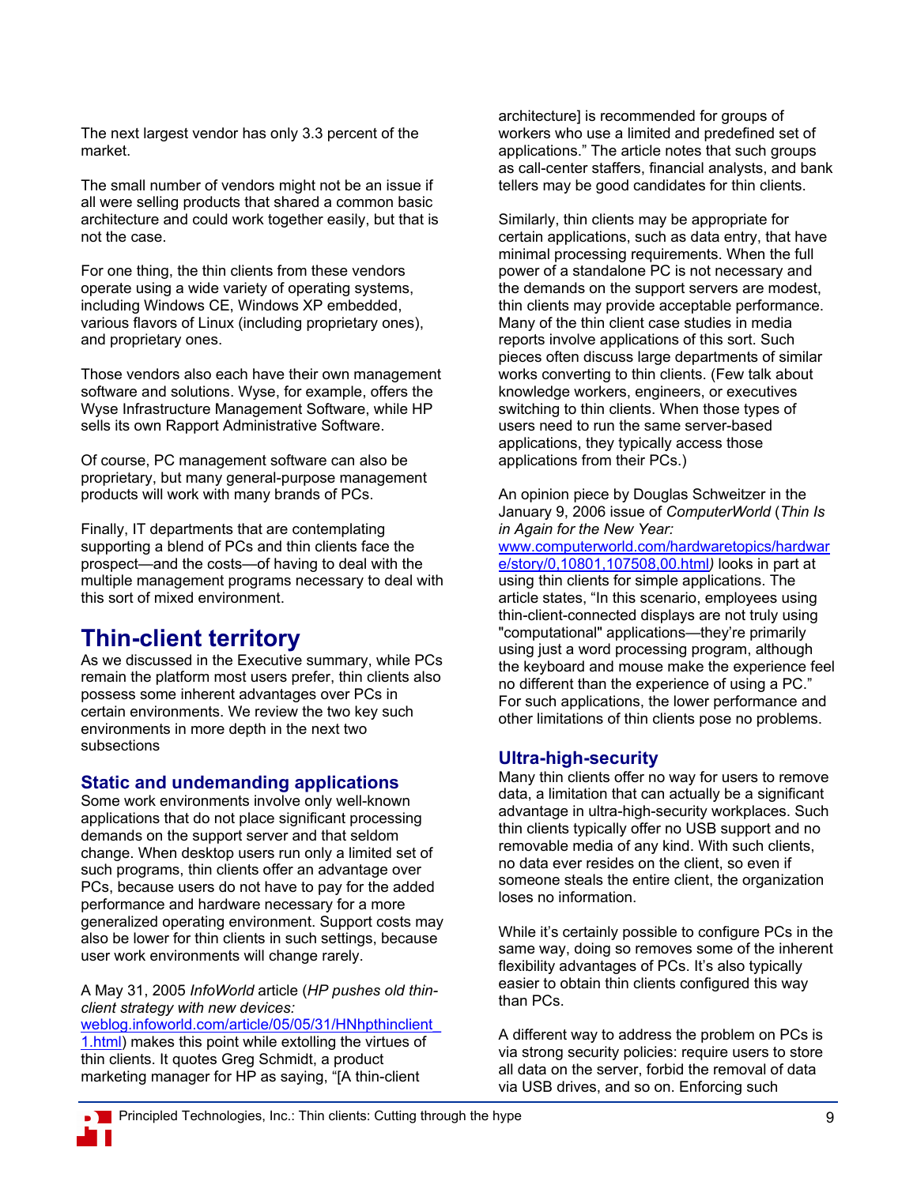The next largest vendor has only 3.3 percent of the market.

The small number of vendors might not be an issue if all were selling products that shared a common basic architecture and could work together easily, but that is not the case.

For one thing, the thin clients from these vendors operate using a wide variety of operating systems, including Windows CE, Windows XP embedded, various flavors of Linux (including proprietary ones), and proprietary ones.

Those vendors also each have their own management software and solutions. Wyse, for example, offers the Wyse Infrastructure Management Software, while HP sells its own Rapport Administrative Software.

Of course, PC management software can also be proprietary, but many general-purpose management products will work with many brands of PCs.

Finally, IT departments that are contemplating supporting a blend of PCs and thin clients face the prospect—and the costs—of having to deal with the multiple management programs necessary to deal with this sort of mixed environment.

# Thin-client territory

As we discussed in the Executive summary, while PCs remain the platform most users prefer, thin clients also possess some inherent advantages over PCs in certain environments. We review the two key such environments in more depth in the next two subsections

## Static and undemanding applications

Some work environments involve only well-known applications that do not place significant processing demands on the support server and that seldom change. When desktop users run only a limited set of such programs, thin clients offer an advantage over PCs, because users do not have to pay for the added performance and hardware necessary for a more generalized operating environment. Support costs may also be lower for thin clients in such settings, because user work environments will change rarely.

A May 31, 2005 *InfoWorld* article (*HP pushes old thin-client strategy with new devices:* weblog.infoworld.com/article/05/05/31/HNhpthinclient_1.html) makes this point while extolling the virtues of thin clients. It quotes Greg Schmidt, a product marketing manager for HP as saying, "[A thin-client architecture] is recommended for groups of workers who use a limited and predefined set of applications." The article notes that such groups as call-center staffers, financial analysts, and bank tellers may be good candidates for thin clients.

Similarly, thin clients may be appropriate for certain applications, such as data entry, that have minimal processing requirements. When the full power of a standalone PC is not necessary and the demands on the support servers are modest, thin clients may provide acceptable performance. Many of the thin client case studies in media reports involve applications of this sort. Such pieces often discuss large departments of similar works converting to thin clients. (Few talk about knowledge workers, engineers, or executives switching to thin clients. When those types of users need to run the same server-based applications, they typically access those applications from their PCs.)

An opinion piece by Douglas Schweitzer in the January 9, 2006 issue of *ComputerWorld* (*Thin Is in Again for the New Year:* www.computerworld.com/hardwaretopics/hardware/story/0,10801,107508,00.html) looks in part at using thin clients for simple applications. The article states, "In this scenario, employees using thin-client-connected displays are not truly using "computational" applications—they're primarily using just a word processing program, although the keyboard and mouse make the experience feel no different than the experience of using a PC." For such applications, the lower performance and other limitations of thin clients pose no problems.

## Ultra-high-security

Many thin clients offer no way for users to remove data, a limitation that can actually be a significant advantage in ultra-high-security workplaces. Such thin clients typically offer no USB support and no removable media of any kind. With such clients, no data ever resides on the client, so even if someone steals the entire client, the organization loses no information.

While it's certainly possible to configure PCs in the same way, doing so removes some of the inherent flexibility advantages of PCs. It's also typically easier to obtain thin clients configured this way than PCs.

A different way to address the problem on PCs is via strong security policies: require users to store all data on the server, forbid the removal of data via USB drives, and so on. Enforcing such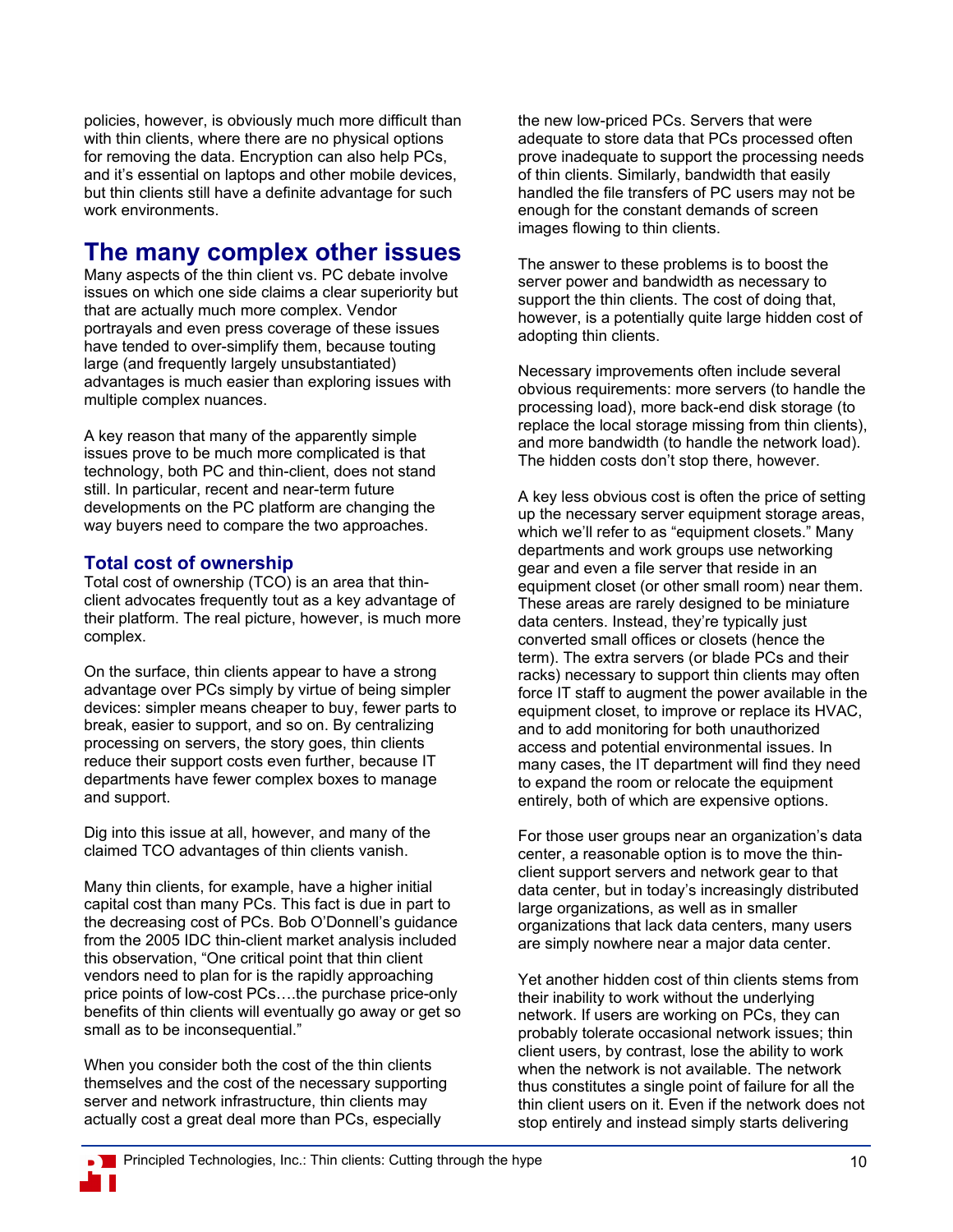policies, however, is obviously much more difficult than with thin clients, where there are no physical options for removing the data. Encryption can also help PCs, and it's essential on laptops and other mobile devices, but thin clients still have a definite advantage for such work environments.

## The many complex other issues

Many aspects of the thin client vs. PC debate involve issues on which one side claims a clear superiority but that are actually much more complex. Vendor portrayals and even press coverage of these issues have tended to over-simplify them, because touting large (and frequently largely unsubstantiated) advantages is much easier than exploring issues with multiple complex nuances.

A key reason that many of the apparently simple issues prove to be much more complicated is that technology, both PC and thin-client, does not stand still. In particular, recent and near-term future developments on the PC platform are changing the way buyers need to compare the two approaches.

### Total cost of ownership

Total cost of ownership (TCO) is an area that thin-client advocates frequently tout as a key advantage of their platform. The real picture, however, is much more complex.

On the surface, thin clients appear to have a strong advantage over PCs simply by virtue of being simpler devices: simpler means cheaper to buy, fewer parts to break, easier to support, and so on. By centralizing processing on servers, the story goes, thin clients reduce their support costs even further, because IT departments have fewer complex boxes to manage and support.

Dig into this issue at all, however, and many of the claimed TCO advantages of thin clients vanish.

Many thin clients, for example, have a higher initial capital cost than many PCs. This fact is due in part to the decreasing cost of PCs. Bob O'Donnell's guidance from the 2005 IDC thin-client market analysis included this observation, "One critical point that thin client vendors need to plan for is the rapidly approaching price points of low-cost PCs….the purchase price-only benefits of thin clients will eventually go away or get so small as to be inconsequential."

When you consider both the cost of the thin clients themselves and the cost of the necessary supporting server and network infrastructure, thin clients may actually cost a great deal more than PCs, especially the new low-priced PCs. Servers that were adequate to store data that PCs processed often prove inadequate to support the processing needs of thin clients. Similarly, bandwidth that easily handled the file transfers of PC users may not be enough for the constant demands of screen images flowing to thin clients.

The answer to these problems is to boost the server power and bandwidth as necessary to support the thin clients. The cost of doing that, however, is a potentially quite large hidden cost of adopting thin clients.

Necessary improvements often include several obvious requirements: more servers (to handle the processing load), more back-end disk storage (to replace the local storage missing from thin clients), and more bandwidth (to handle the network load). The hidden costs don't stop there, however.

A key less obvious cost is often the price of setting up the necessary server equipment storage areas, which we'll refer to as "equipment closets." Many departments and work groups use networking gear and even a file server that reside in an equipment closet (or other small room) near them. These areas are rarely designed to be miniature data centers. Instead, they're typically just converted small offices or closets (hence the term). The extra servers (or blade PCs and their racks) necessary to support thin clients may often force IT staff to augment the power available in the equipment closet, to improve or replace its HVAC, and to add monitoring for both unauthorized access and potential environmental issues. In many cases, the IT department will find they need to expand the room or relocate the equipment entirely, both of which are expensive options.

For those user groups near an organization's data center, a reasonable option is to move the thin-client support servers and network gear to that data center, but in today's increasingly distributed large organizations, as well as in smaller organizations that lack data centers, many users are simply nowhere near a major data center.

Yet another hidden cost of thin clients stems from their inability to work without the underlying network. If users are working on PCs, they can probably tolerate occasional network issues; thin client users, by contrast, lose the ability to work when the network is not available. The network thus constitutes a single point of failure for all the thin client users on it. Even if the network does not stop entirely and instead simply starts delivering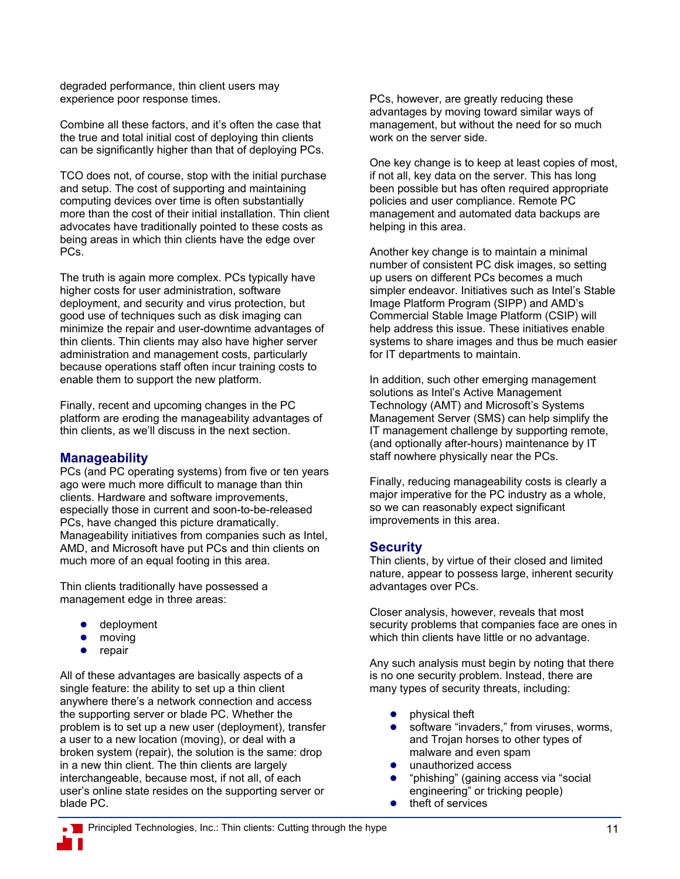degraded performance, thin client users may experience poor response times.

Combine all these factors, and it's often the case that the true and total initial cost of deploying thin clients can be significantly higher than that of deploying PCs.

TCO does not, of course, stop with the initial purchase and setup. The cost of supporting and maintaining computing devices over time is often substantially more than the cost of their initial installation. Thin client advocates have traditionally pointed to these costs as being areas in which thin clients have the edge over PCs.

The truth is again more complex. PCs typically have higher costs for user administration, software deployment, and security and virus protection, but good use of techniques such as disk imaging can minimize the repair and user-downtime advantages of thin clients. Thin clients may also have higher server administration and management costs, particularly because operations staff often incur training costs to enable them to support the new platform.

Finally, recent and upcoming changes in the PC platform are eroding the manageability advantages of thin clients, as we'll discuss in the next section.

## Manageability

PCs (and PC operating systems) from five or ten years ago were much more difficult to manage than thin clients. Hardware and software improvements, especially those in current and soon-to-be-released PCs, have changed this picture dramatically. Manageability initiatives from companies such as Intel, AMD, and Microsoft have put PCs and thin clients on much more of an equal footing in this area.

Thin clients traditionally have possessed a management edge in three areas:

- deployment
- moving
- repair

All of these advantages are basically aspects of a single feature: the ability to set up a thin client anywhere there's a network connection and access the supporting server or blade PC. Whether the problem is to set up a new user (deployment), transfer a user to a new location (moving), or deal with a broken system (repair), the solution is the same: drop in a new thin client. The thin clients are largely interchangeable, because most, if not all, of each user's online state resides on the supporting server or blade PC. PCs, however, are greatly reducing these advantages by moving toward similar ways of management, but without the need for so much work on the server side.

One key change is to keep at least copies of most, if not all, key data on the server. This has long been possible but has often required appropriate policies and user compliance. Remote PC management and automated data backups are helping in this area.

Another key change is to maintain a minimal number of consistent PC disk images, so setting up users on different PCs becomes a much simpler endeavor. Initiatives such as Intel's Stable Image Platform Program (SIPP) and AMD's Commercial Stable Image Platform (CSIP) will help address this issue. These initiatives enable systems to share images and thus be much easier for IT departments to maintain.

In addition, such other emerging management solutions as Intel's Active Management Technology (AMT) and Microsoft's Systems Management Server (SMS) can help simplify the IT management challenge by supporting remote, (and optionally after-hours) maintenance by IT staff nowhere physically near the PCs.

Finally, reducing manageability costs is clearly a major imperative for the PC industry as a whole, so we can reasonably expect significant improvements in this area.

## Security

Thin clients, by virtue of their closed and limited nature, appear to possess large, inherent security advantages over PCs.

Closer analysis, however, reveals that most security problems that companies face are ones in which thin clients have little or no advantage.

Any such analysis must begin by noting that there is no one security problem. Instead, there are many types of security threats, including:

- physical theft
- software "invaders," from viruses, worms, and Trojan horses to other types of malware and even spam
- unauthorized access
- "phishing" (gaining access via "social engineering" or tricking people)
- theft of services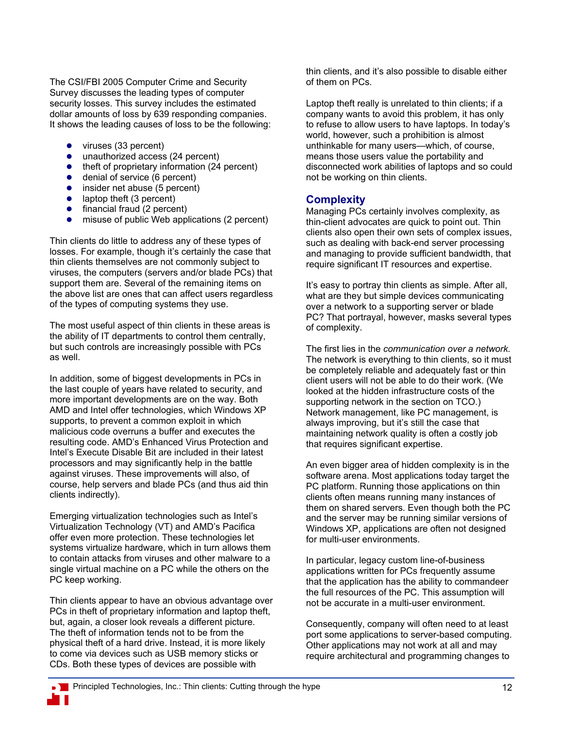The CSI/FBI 2005 Computer Crime and Security Survey discusses the leading types of computer security losses. This survey includes the estimated dollar amounts of loss by 639 responding companies. It shows the leading causes of loss to be the following:

- viruses (33 percent)
- unauthorized access (24 percent)
- theft of proprietary information (24 percent)
- denial of service (6 percent)
- insider net abuse (5 percent)
- laptop theft (3 percent)
- financial fraud (2 percent)
- misuse of public Web applications (2 percent)

Thin clients do little to address any of these types of losses. For example, though it's certainly the case that thin clients themselves are not commonly subject to viruses, the computers (servers and/or blade PCs) that support them are. Several of the remaining items on the above list are ones that can affect users regardless of the types of computing systems they use.

The most useful aspect of thin clients in these areas is the ability of IT departments to control them centrally, but such controls are increasingly possible with PCs as well.

In addition, some of biggest developments in PCs in the last couple of years have related to security, and more important developments are on the way. Both AMD and Intel offer technologies, which Windows XP supports, to prevent a common exploit in which malicious code overruns a buffer and executes the resulting code. AMD's Enhanced Virus Protection and Intel's Execute Disable Bit are included in their latest processors and may significantly help in the battle against viruses. These improvements will also, of course, help servers and blade PCs (and thus aid thin clients indirectly).

Emerging virtualization technologies such as Intel's Virtualization Technology (VT) and AMD's Pacifica offer even more protection. These technologies let systems virtualize hardware, which in turn allows them to contain attacks from viruses and other malware to a single virtual machine on a PC while the others on the PC keep working.

Thin clients appear to have an obvious advantage over PCs in theft of proprietary information and laptop theft, but, again, a closer look reveals a different picture. The theft of information tends not to be from the physical theft of a hard drive. Instead, it is more likely to come via devices such as USB memory sticks or CDs. Both these types of devices are possible with thin clients, and it's also possible to disable either of them on PCs.

Laptop theft really is unrelated to thin clients; if a company wants to avoid this problem, it has only to refuse to allow users to have laptops. In today's world, however, such a prohibition is almost unthinkable for many users—which, of course, means those users value the portability and disconnected work abilities of laptops and so could not be working on thin clients.

## Complexity

Managing PCs certainly involves complexity, as thin-client advocates are quick to point out. Thin clients also open their own sets of complex issues, such as dealing with back-end server processing and managing to provide sufficient bandwidth, that require significant IT resources and expertise.

It's easy to portray thin clients as simple. After all, what are they but simple devices communicating over a network to a supporting server or blade PC? That portrayal, however, masks several types of complexity.

The first lies in the *communication over a network.* The network is everything to thin clients, so it must be completely reliable and adequately fast or thin client users will not be able to do their work. (We looked at the hidden infrastructure costs of the supporting network in the section on TCO.) Network management, like PC management, is always improving, but it's still the case that maintaining network quality is often a costly job that requires significant expertise.

An even bigger area of hidden complexity is in the software arena. Most applications today target the PC platform. Running those applications on thin clients often means running many instances of them on shared servers. Even though both the PC and the server may be running similar versions of Windows XP, applications are often not designed for multi-user environments.

In particular, legacy custom line-of-business applications written for PCs frequently assume that the application has the ability to commandeer the full resources of the PC. This assumption will not be accurate in a multi-user environment.

Consequently, company will often need to at least port some applications to server-based computing. Other applications may not work at all and may require architectural and programming changes to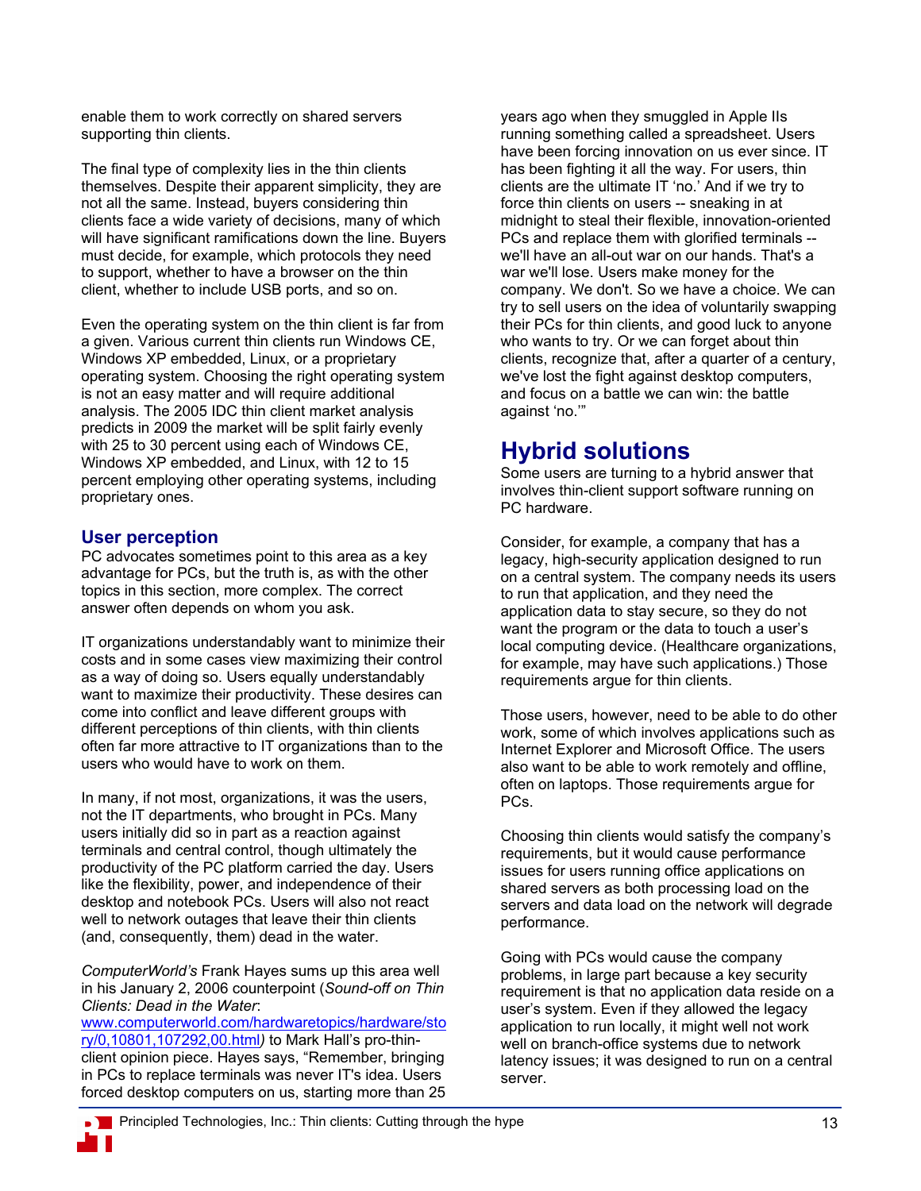enable them to work correctly on shared servers supporting thin clients.

The final type of complexity lies in the thin clients themselves. Despite their apparent simplicity, they are not all the same. Instead, buyers considering thin clients face a wide variety of decisions, many of which will have significant ramifications down the line. Buyers must decide, for example, which protocols they need to support, whether to have a browser on the thin client, whether to include USB ports, and so on.

Even the operating system on the thin client is far from a given. Various current thin clients run Windows CE, Windows XP embedded, Linux, or a proprietary operating system. Choosing the right operating system is not an easy matter and will require additional analysis. The 2005 IDC thin client market analysis predicts in 2009 the market will be split fairly evenly with 25 to 30 percent using each of Windows CE, Windows XP embedded, and Linux, with 12 to 15 percent employing other operating systems, including proprietary ones.

### User perception

PC advocates sometimes point to this area as a key advantage for PCs, but the truth is, as with the other topics in this section, more complex. The correct answer often depends on whom you ask.

IT organizations understandably want to minimize their costs and in some cases view maximizing their control as a way of doing so. Users equally understandably want to maximize their productivity. These desires can come into conflict and leave different groups with different perceptions of thin clients, with thin clients often far more attractive to IT organizations than to the users who would have to work on them.

In many, if not most, organizations, it was the users, not the IT departments, who brought in PCs. Many users initially did so in part as a reaction against terminals and central control, though ultimately the productivity of the PC platform carried the day. Users like the flexibility, power, and independence of their desktop and notebook PCs. Users will also not react well to network outages that leave their thin clients (and, consequently, them) dead in the water.

*ComputerWorld's* Frank Hayes sums up this area well in his January 2, 2006 counterpoint (*Sound-off on Thin Clients: Dead in the Water*: www.computerworld.com/hardwaretopics/hardware/story/0,10801,107292,00.html) to Mark Hall's pro-thin-client opinion piece. Hayes says, "Remember, bringing in PCs to replace terminals was never IT's idea. Users forced desktop computers on us, starting more than 25 years ago when they smuggled in Apple IIs running something called a spreadsheet. Users have been forcing innovation on us ever since. IT has been fighting it all the way. For users, thin clients are the ultimate IT 'no.' And if we try to force thin clients on users -- sneaking in at midnight to steal their flexible, innovation-oriented PCs and replace them with glorified terminals -- we'll have an all-out war on our hands. That's a war we'll lose. Users make money for the company. We don't. So we have a choice. We can try to sell users on the idea of voluntarily swapping their PCs for thin clients, and good luck to anyone who wants to try. Or we can forget about thin clients, recognize that, after a quarter of a century, we've lost the fight against desktop computers, and focus on a battle we can win: the battle against 'no.'"

## Hybrid solutions

Some users are turning to a hybrid answer that involves thin-client support software running on PC hardware.

Consider, for example, a company that has a legacy, high-security application designed to run on a central system. The company needs its users to run that application, and they need the application data to stay secure, so they do not want the program or the data to touch a user's local computing device. (Healthcare organizations, for example, may have such applications.) Those requirements argue for thin clients.

Those users, however, need to be able to do other work, some of which involves applications such as Internet Explorer and Microsoft Office. The users also want to be able to work remotely and offline, often on laptops. Those requirements argue for PCs.

Choosing thin clients would satisfy the company's requirements, but it would cause performance issues for users running office applications on shared servers as both processing load on the servers and data load on the network will degrade performance.

Going with PCs would cause the company problems, in large part because a key security requirement is that no application data reside on a user's system. Even if they allowed the legacy application to run locally, it might well not work well on branch-office systems due to network latency issues; it was designed to run on a central server.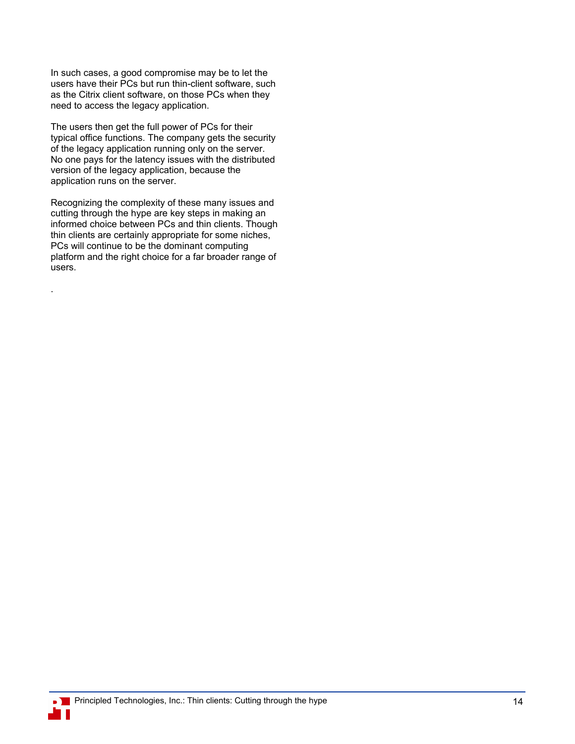In such cases, a good compromise may be to let the users have their PCs but run thin-client software, such as the Citrix client software, on those PCs when they need to access the legacy application.

The users then get the full power of PCs for their typical office functions. The company gets the security of the legacy application running only on the server. No one pays for the latency issues with the distributed version of the legacy application, because the application runs on the server.

Recognizing the complexity of these many issues and cutting through the hype are key steps in making an informed choice between PCs and thin clients. Though thin clients are certainly appropriate for some niches, PCs will continue to be the dominant computing platform and the right choice for a far broader range of users.

.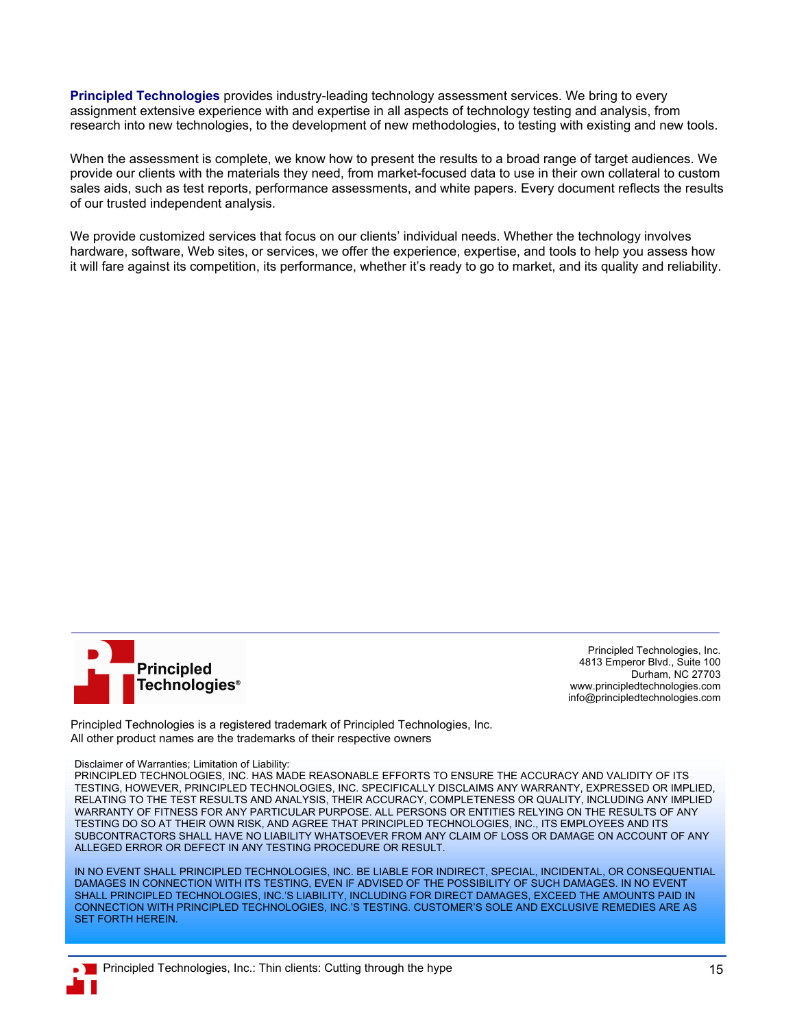**Principled Technologies** provides industry-leading technology assessment services. We bring to every assignment extensive experience with and expertise in all aspects of technology testing and analysis, from research into new technologies, to the development of new methodologies, to testing with existing and new tools.

When the assessment is complete, we know how to present the results to a broad range of target audiences. We provide our clients with the materials they need, from market-focused data to use in their own collateral to custom sales aids, such as test reports, performance assessments, and white papers. Every document reflects the results of our trusted independent analysis.

We provide customized services that focus on our clients' individual needs. Whether the technology involves hardware, software, Web sites, or services, we offer the experience, expertise, and tools to help you assess how it will fare against its competition, its performance, whether it's ready to go to market, and its quality and reliability.

Principled Technologies, Inc.
4813 Emperor Blvd., Suite 100
Durham, NC 27703
www.principledtechnologies.com
info@principledtechnologies.com

Principled Technologies is a registered trademark of Principled Technologies, Inc.
All other product names are the trademarks of their respective owners

Disclaimer of Warranties; Limitation of Liability:
PRINCIPLED TECHNOLOGIES, INC. HAS MADE REASONABLE EFFORTS TO ENSURE THE ACCURACY AND VALIDITY OF ITS TESTING, HOWEVER, PRINCIPLED TECHNOLOGIES, INC. SPECIFICALLY DISCLAIMS ANY WARRANTY, EXPRESSED OR IMPLIED, RELATING TO THE TEST RESULTS AND ANALYSIS, THEIR ACCURACY, COMPLETENESS OR QUALITY, INCLUDING ANY IMPLIED WARRANTY OF FITNESS FOR ANY PARTICULAR PURPOSE. ALL PERSONS OR ENTITIES RELYING ON THE RESULTS OF ANY TESTING DO SO AT THEIR OWN RISK, AND AGREE THAT PRINCIPLED TECHNOLOGIES, INC., ITS EMPLOYEES AND ITS SUBCONTRACTORS SHALL HAVE NO LIABILITY WHATSOEVER FROM ANY CLAIM OF LOSS OR DAMAGE ON ACCOUNT OF ANY ALLEGED ERROR OR DEFECT IN ANY TESTING PROCEDURE OR RESULT.

IN NO EVENT SHALL PRINCIPLED TECHNOLOGIES, INC. BE LIABLE FOR INDIRECT, SPECIAL, INCIDENTAL, OR CONSEQUENTIAL DAMAGES IN CONNECTION WITH ITS TESTING, EVEN IF ADVISED OF THE POSSIBILITY OF SUCH DAMAGES. IN NO EVENT SHALL PRINCIPLED TECHNOLOGIES, INC.'S LIABILITY, INCLUDING FOR DIRECT DAMAGES, EXCEED THE AMOUNTS PAID IN CONNECTION WITH PRINCIPLED TECHNOLOGIES, INC.'S TESTING. CUSTOMER'S SOLE AND EXCLUSIVE REMEDIES ARE AS SET FORTH HEREIN.